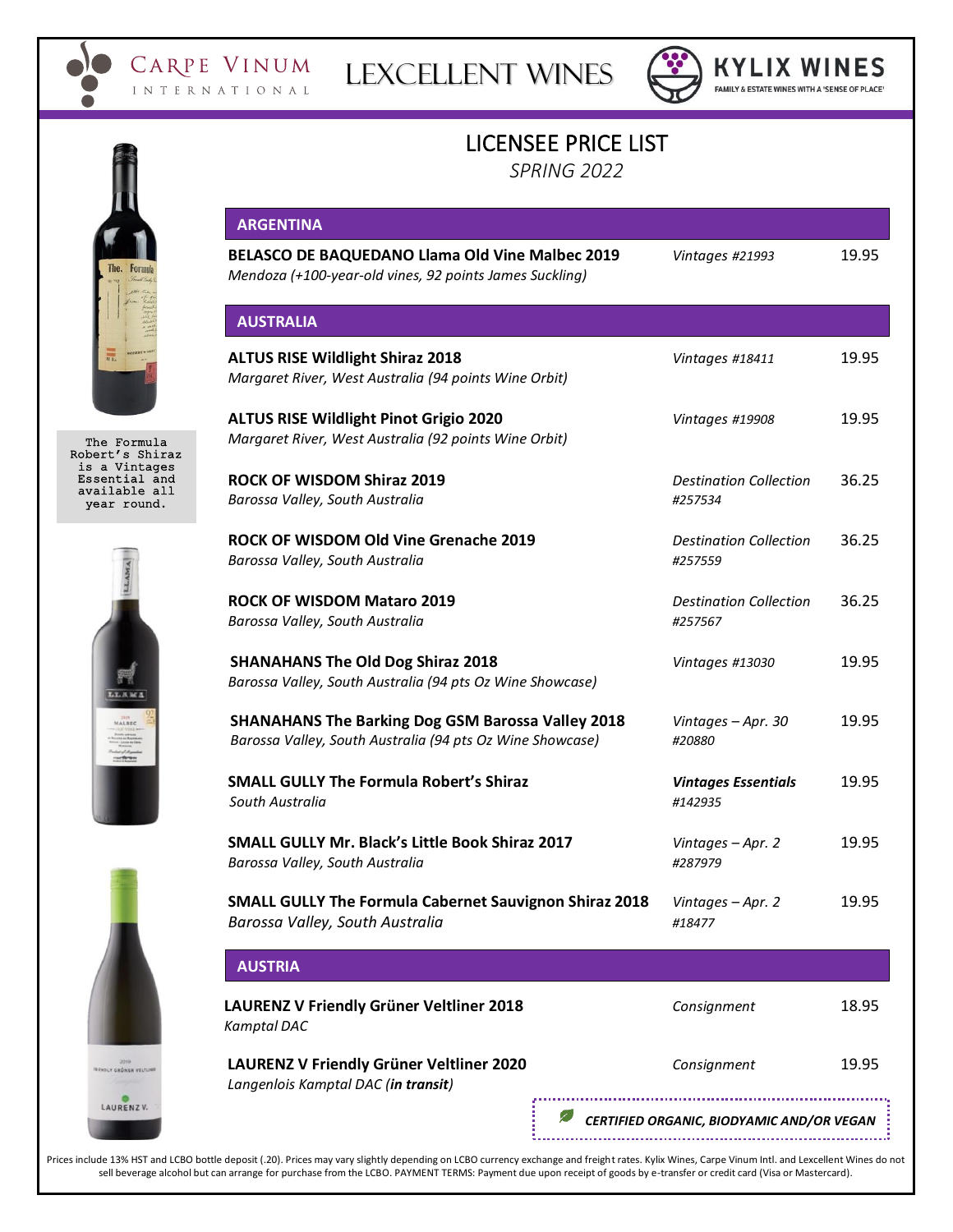Carpe Vinum International | Lexcellent Wines | Kylix Wines — Family & Estate Wines with a 'Sense of Place'

# LICENSEE PRICE LIST

*SPRING 2022*

The Formula Robert's Shiraz is a Vintages Essential and available all year round.

## ARGENTINA

| Wine | Availability | Price |
|---|---|---|
| **BELASCO DE BAQUEDANO Llama Old Vine Malbec 2019**<br>*Mendoza (+100-year-old vines, 92 points James Suckling)* | *Vintages #21993* | 19.95 |

## AUSTRALIA

| Wine | Availability | Price |
|---|---|---|
| **ALTUS RISE Wildlight Shiraz 2018**<br>*Margaret River, West Australia (94 points Wine Orbit)* | *Vintages #18411* | 19.95 |
| **ALTUS RISE Wildlight Pinot Grigio 2020**<br>*Margaret River, West Australia (92 points Wine Orbit)* | *Vintages #19908* | 19.95 |
| **ROCK OF WISDOM Shiraz 2019**<br>*Barossa Valley, South Australia* | *Destination Collection #257534* | 36.25 |
| **ROCK OF WISDOM Old Vine Grenache 2019**<br>*Barossa Valley, South Australia* | *Destination Collection #257559* | 36.25 |
| **ROCK OF WISDOM Mataro 2019**<br>*Barossa Valley, South Australia* | *Destination Collection #257567* | 36.25 |
| **SHANAHANS The Old Dog Shiraz 2018**<br>*Barossa Valley, South Australia (94 pts Oz Wine Showcase)* | *Vintages #13030* | 19.95 |
| **SHANAHANS The Barking Dog GSM Barossa Valley 2018**<br>*Barossa Valley, South Australia (94 pts Oz Wine Showcase)* | *Vintages – Apr. 30 #20880* | 19.95 |
| **SMALL GULLY The Formula Robert's Shiraz**<br>*South Australia* | ***Vintages Essentials*** *#142935* | 19.95 |
| **SMALL GULLY Mr. Black's Little Book Shiraz 2017**<br>*Barossa Valley, South Australia* | *Vintages – Apr. 2 #287979* | 19.95 |
| **SMALL GULLY The Formula Cabernet Sauvignon Shiraz 2018**<br>*Barossa Valley, South Australia* | *Vintages – Apr. 2 #18477* | 19.95 |

## AUSTRIA

| Wine | Availability | Price |
|---|---|---|
| **LAURENZ V Friendly Grüner Veltliner 2018**<br>*Kamptal DAC* | *Consignment* | 18.95 |
| **LAURENZ V Friendly Grüner Veltliner 2020**<br>*Langenlois Kamptal DAC (**in transit**)* | *Consignment* | 19.95 |

***CERTIFIED ORGANIC, BIODYAMIC AND/OR VEGAN***

Prices include 13% HST and LCBO bottle deposit (.20). Prices may vary slightly depending on LCBO currency exchange and freight rates. Kylix Wines, Carpe Vinum Intl. and Lexcellent Wines do not sell beverage alcohol but can arrange for purchase from the LCBO. PAYMENT TERMS: Payment due upon receipt of goods by e-transfer or credit card (Visa or Mastercard).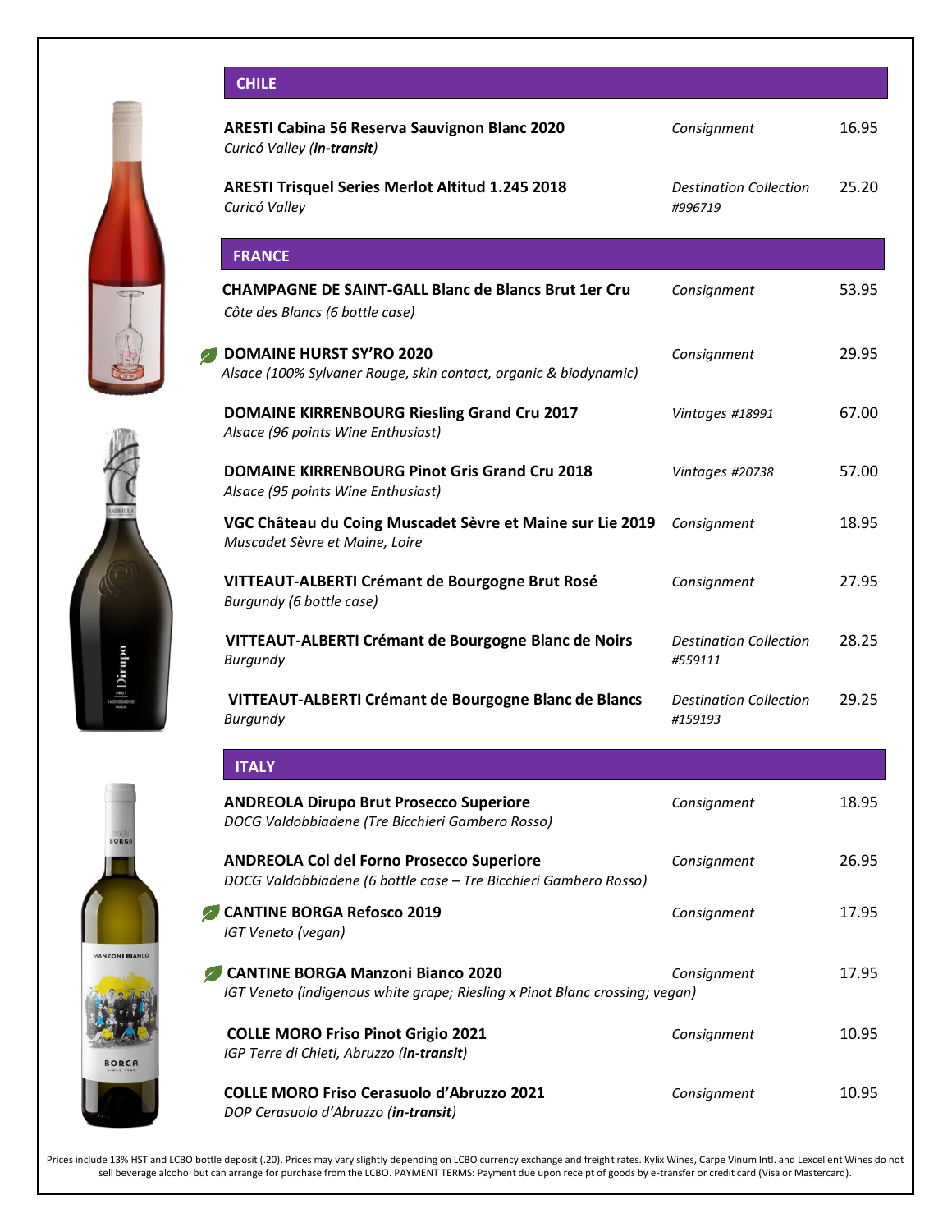## CHILE

| Wine | Availability | Price |
|---|---|---|
| **ARESTI Cabina 56 Reserva Sauvignon Blanc 2020**<br>*Curicó Valley (**in-transit**)* | *Consignment* | 16.95 |
| **ARESTI Trisquel Series Merlot Altitud 1.245 2018**<br>*Curicó Valley* | *Destination Collection #996719* | 25.20 |

## FRANCE

| Wine | Availability | Price |
|---|---|---|
| **CHAMPAGNE DE SAINT-GALL Blanc de Blancs Brut 1er Cru**<br>*Côte des Blancs (6 bottle case)* | *Consignment* | 53.95 |
| **DOMAINE HURST SY'RO 2020**<br>*Alsace (100% Sylvaner Rouge, skin contact, organic & biodynamic)* | *Consignment* | 29.95 |
| **DOMAINE KIRRENBOURG Riesling Grand Cru 2017**<br>*Alsace (96 points Wine Enthusiast)* | *Vintages #18991* | 67.00 |
| **DOMAINE KIRRENBOURG Pinot Gris Grand Cru 2018**<br>*Alsace (95 points Wine Enthusiast)* | *Vintages #20738* | 57.00 |
| **VGC Château du Coing Muscadet Sèvre et Maine sur Lie 2019**<br>*Muscadet Sèvre et Maine, Loire* | *Consignment* | 18.95 |
| **VITTEAUT-ALBERTI Crémant de Bourgogne Brut Rosé**<br>*Burgundy (6 bottle case)* | *Consignment* | 27.95 |
| **VITTEAUT-ALBERTI Crémant de Bourgogne Blanc de Noirs**<br>*Burgundy* | *Destination Collection #559111* | 28.25 |
| **VITTEAUT-ALBERTI Crémant de Bourgogne Blanc de Blancs**<br>*Burgundy* | *Destination Collection #159193* | 29.25 |

## ITALY

| Wine | Availability | Price |
|---|---|---|
| **ANDREOLA Dirupo Brut Prosecco Superiore**<br>*DOCG Valdobbiadene (Tre Bicchieri Gambero Rosso)* | *Consignment* | 18.95 |
| **ANDREOLA Col del Forno Prosecco Superiore**<br>*DOCG Valdobbiadene (6 bottle case – Tre Bicchieri Gambero Rosso)* | *Consignment* | 26.95 |
| **CANTINE BORGA Refosco 2019**<br>*IGT Veneto (vegan)* | *Consignment* | 17.95 |
| **CANTINE BORGA Manzoni Bianco 2020**<br>*IGT Veneto (indigenous white grape; Riesling x Pinot Blanc crossing; vegan)* | *Consignment* | 17.95 |
| **COLLE MORO Friso Pinot Grigio 2021**<br>*IGP Terre di Chieti, Abruzzo (**in-transit**)* | *Consignment* | 10.95 |
| **COLLE MORO Friso Cerasuolo d'Abruzzo 2021**<br>*DOP Cerasuolo d'Abruzzo (**in-transit**)* | *Consignment* | 10.95 |

Prices include 13% HST and LCBO bottle deposit (.20). Prices may vary slightly depending on LCBO currency exchange and freight rates. Kylix Wines, Carpe Vinum Intl. and Lexcellent Wines do not sell beverage alcohol but can arrange for purchase from the LCBO. PAYMENT TERMS: Payment due upon receipt of goods by e-transfer or credit card (Visa or Mastercard).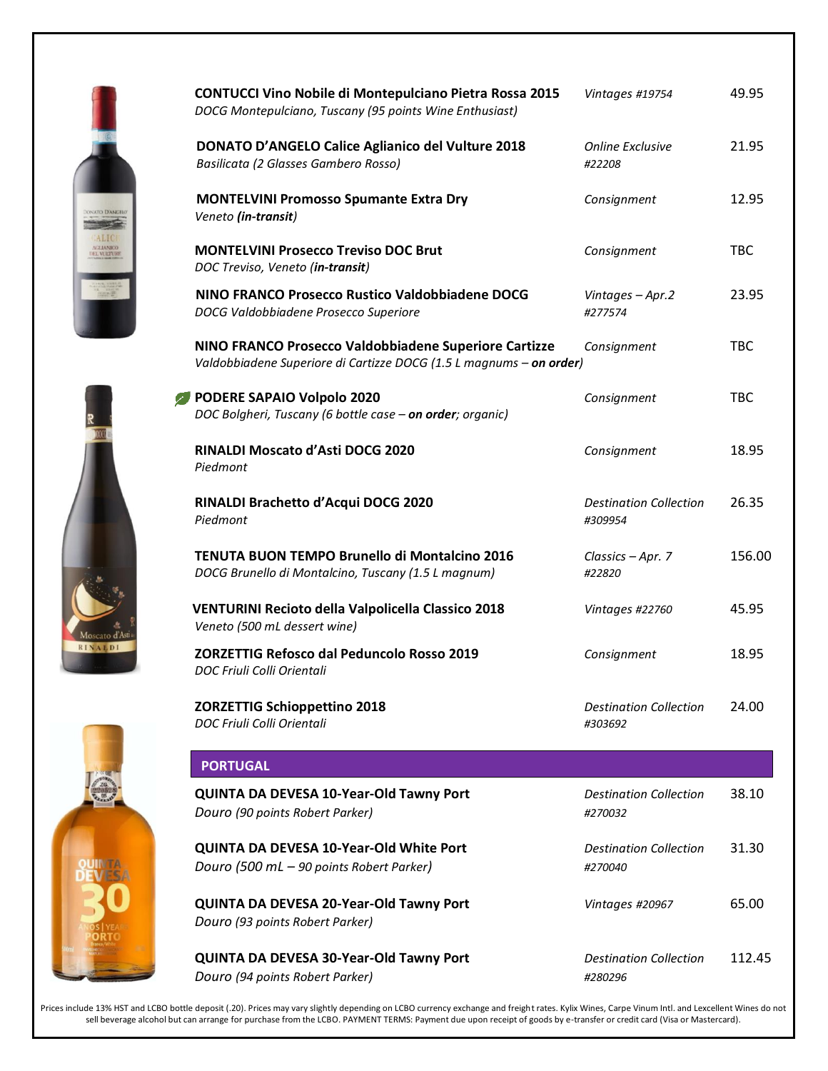| Wine | Availability | Price |
|---|---|---|
| **CONTUCCI Vino Nobile di Montepulciano Pietra Rossa 2015**<br>*DOCG Montepulciano, Tuscany (95 points Wine Enthusiast)* | *Vintages #19754* | 49.95 |
| **DONATO D'ANGELO Calice Aglianico del Vulture 2018**<br>*Basilicata (2 Glasses Gambero Rosso)* | *Online Exclusive #22208* | 21.95 |
| **MONTELVINI Promosso Spumante Extra Dry**<br>*Veneto (**in-transit**)* | *Consignment* | 12.95 |
| **MONTELVINI Prosecco Treviso DOC Brut**<br>*DOC Treviso, Veneto (**in-transit**)* | *Consignment* | TBC |
| **NINO FRANCO Prosecco Rustico Valdobbiadene DOCG**<br>*DOCG Valdobbiadene Prosecco Superiore* | *Vintages – Apr.2 #277574* | 23.95 |
| **NINO FRANCO Prosecco Valdobbiadene Superiore Cartizze**<br>*Valdobbiadene Superiore di Cartizze DOCG (1.5 L magnums – **on order**)* | *Consignment* | TBC |
| **PODERE SAPAIO Volpolo 2020**<br>*DOC Bolgheri, Tuscany (6 bottle case – **on order**; organic)* | *Consignment* | TBC |
| **RINALDI Moscato d'Asti DOCG 2020**<br>*Piedmont* | *Consignment* | 18.95 |
| **RINALDI Brachetto d'Acqui DOCG 2020**<br>*Piedmont* | *Destination Collection #309954* | 26.35 |
| **TENUTA BUON TEMPO Brunello di Montalcino 2016**<br>*DOCG Brunello di Montalcino, Tuscany (1.5 L magnum)* | *Classics – Apr. 7 #22820* | 156.00 |
| **VENTURINI Recioto della Valpolicella Classico 2018**<br>*Veneto (500 mL dessert wine)* | *Vintages #22760* | 45.95 |
| **ZORZETTIG Refosco dal Peduncolo Rosso 2019**<br>*DOC Friuli Colli Orientali* | *Consignment* | 18.95 |
| **ZORZETTIG Schioppettino 2018**<br>*DOC Friuli Colli Orientali* | *Destination Collection #303692* | 24.00 |

## PORTUGAL

| Wine | Availability | Price |
|---|---|---|
| **QUINTA DA DEVESA 10-Year-Old Tawny Port**<br>*Douro (90 points Robert Parker)* | *Destination Collection #270032* | 38.10 |
| **QUINTA DA DEVESA 10-Year-Old White Port**<br>*Douro (500 mL – 90 points Robert Parker)* | *Destination Collection #270040* | 31.30 |
| **QUINTA DA DEVESA 20-Year-Old Tawny Port**<br>*Douro (93 points Robert Parker)* | *Vintages #20967* | 65.00 |
| **QUINTA DA DEVESA 30-Year-Old Tawny Port**<br>*Douro (94 points Robert Parker)* | *Destination Collection #280296* | 112.45 |

Prices include 13% HST and LCBO bottle deposit (.20). Prices may vary slightly depending on LCBO currency exchange and freight rates. Kylix Wines, Carpe Vinum Intl. and Lexcellent Wines do not sell beverage alcohol but can arrange for purchase from the LCBO. PAYMENT TERMS: Payment due upon receipt of goods by e-transfer or credit card (Visa or Mastercard).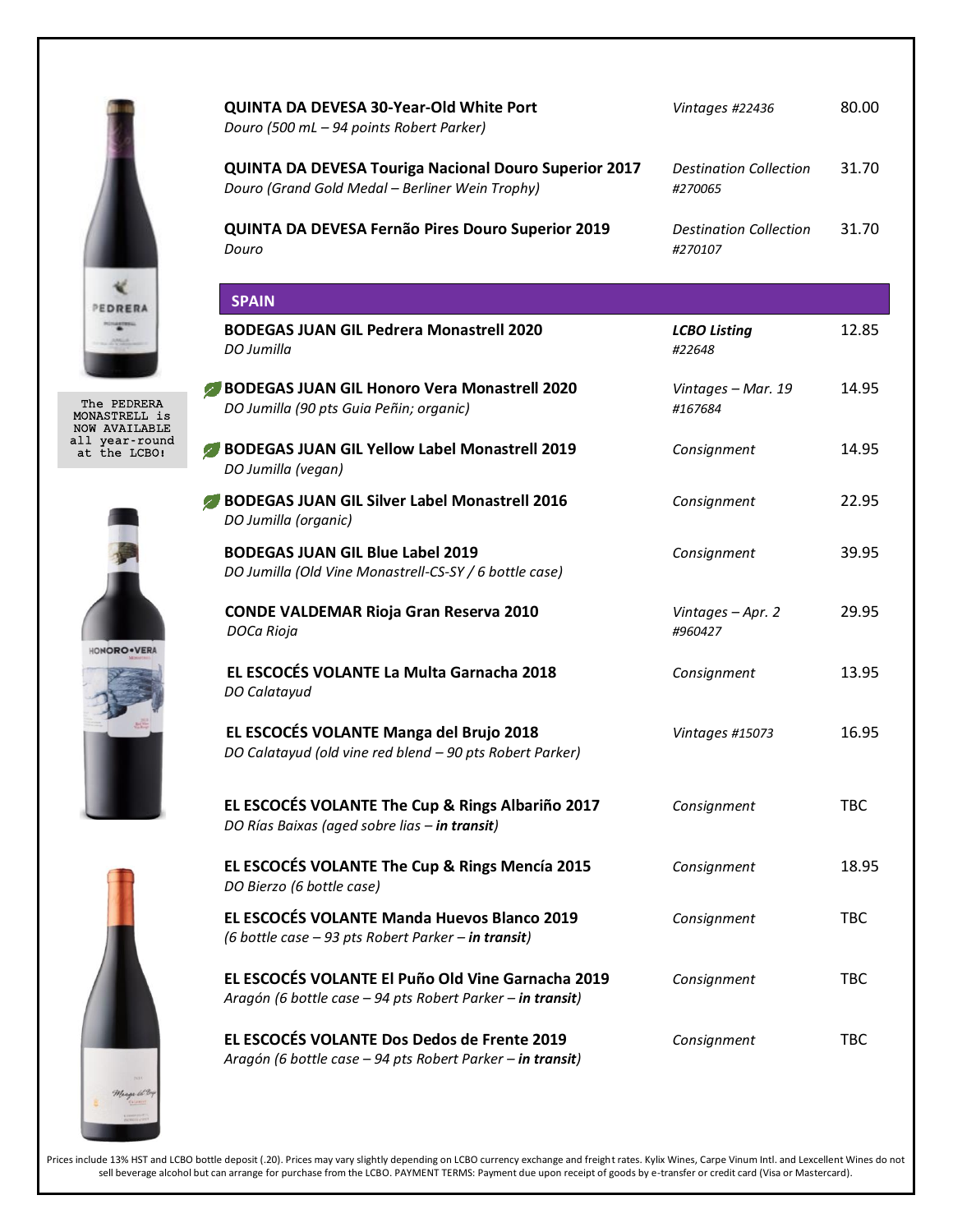| Wine | Availability | Price |
|---|---|---|
| **QUINTA DA DEVESA 30-Year-Old White Port**<br>*Douro (500 mL – 94 points Robert Parker)* | *Vintages #22436* | 80.00 |
| **QUINTA DA DEVESA Touriga Nacional Douro Superior 2017**<br>*Douro (Grand Gold Medal – Berliner Wein Trophy)* | *Destination Collection #270065* | 31.70 |
| **QUINTA DA DEVESA Fernão Pires Douro Superior 2019**<br>*Douro* | *Destination Collection #270107* | 31.70 |

## SPAIN

| Wine | Availability | Price |
|---|---|---|
| **BODEGAS JUAN GIL Pedrera Monastrell 2020**<br>*DO Jumilla* | ***LCBO Listing*** *#22648* | 12.85 |
| **BODEGAS JUAN GIL Honoro Vera Monastrell 2020**<br>*DO Jumilla (90 pts Guia Peñin; organic)* | *Vintages – Mar. 19 #167684* | 14.95 |
| **BODEGAS JUAN GIL Yellow Label Monastrell 2019**<br>*DO Jumilla (vegan)* | *Consignment* | 14.95 |
| **BODEGAS JUAN GIL Silver Label Monastrell 2016**<br>*DO Jumilla (organic)* | *Consignment* | 22.95 |
| **BODEGAS JUAN GIL Blue Label 2019**<br>*DO Jumilla (Old Vine Monastrell-CS-SY / 6 bottle case)* | *Consignment* | 39.95 |
| **CONDE VALDEMAR Rioja Gran Reserva 2010**<br>*DOCa Rioja* | *Vintages – Apr. 2 #960427* | 29.95 |
| **EL ESCOCÉS VOLANTE La Multa Garnacha 2018**<br>*DO Calatayud* | *Consignment* | 13.95 |
| **EL ESCOCÉS VOLANTE Manga del Brujo 2018**<br>*DO Calatayud (old vine red blend – 90 pts Robert Parker)* | *Vintages #15073* | 16.95 |
| **EL ESCOCÉS VOLANTE The Cup & Rings Albariño 2017**<br>*DO Rías Baixas (aged sobre lias – **in transit**)* | *Consignment* | TBC |
| **EL ESCOCÉS VOLANTE The Cup & Rings Mencía 2015**<br>*DO Bierzo (6 bottle case)* | *Consignment* | 18.95 |
| **EL ESCOCÉS VOLANTE Manda Huevos Blanco 2019**<br>*(6 bottle case – 93 pts Robert Parker – **in transit**)* | *Consignment* | TBC |
| **EL ESCOCÉS VOLANTE El Puño Old Vine Garnacha 2019**<br>*Aragón (6 bottle case – 94 pts Robert Parker – **in transit**)* | *Consignment* | TBC |
| **EL ESCOCÉS VOLANTE Dos Dedos de Frente 2019**<br>*Aragón (6 bottle case – 94 pts Robert Parker – **in transit**)* | *Consignment* | TBC |

The PEDRERA MONASTRELL is NOW AVAILABLE all year-round at the LCBO!

Prices include 13% HST and LCBO bottle deposit (.20). Prices may vary slightly depending on LCBO currency exchange and freight rates. Kylix Wines, Carpe Vinum Intl. and Lexcellent Wines do not sell beverage alcohol but can arrange for purchase from the LCBO. PAYMENT TERMS: Payment due upon receipt of goods by e-transfer or credit card (Visa or Mastercard).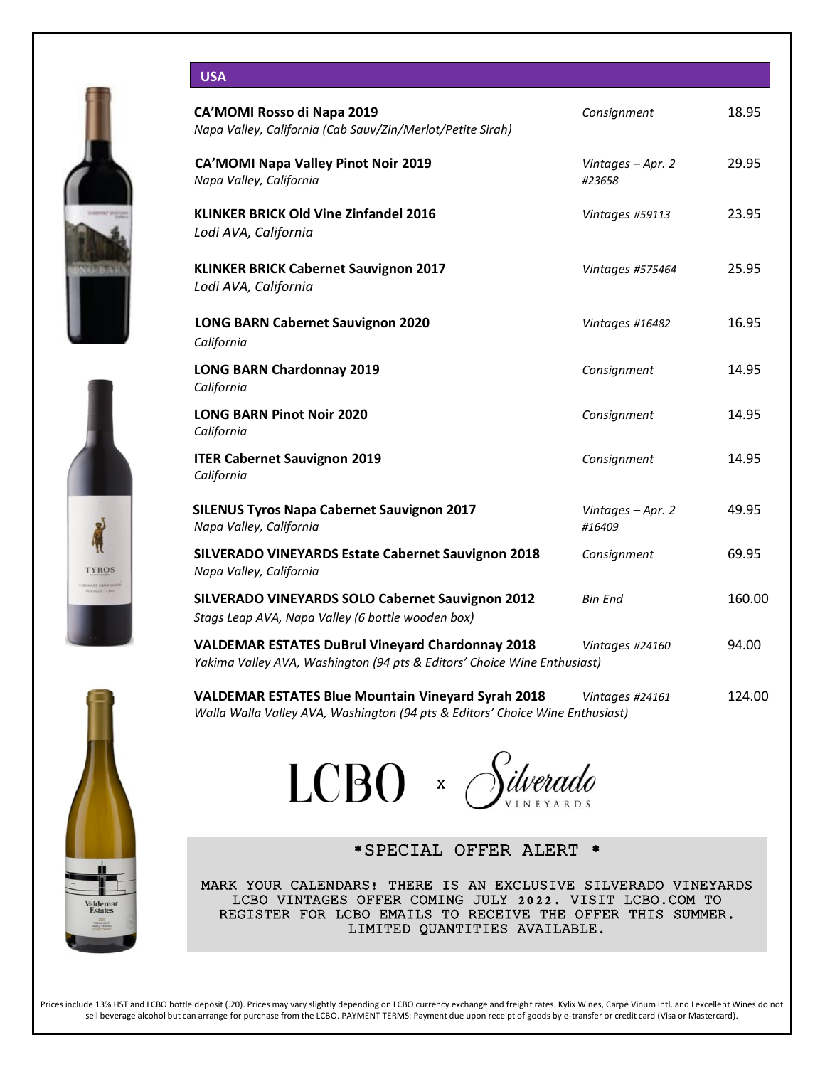## USA

| Wine | Availability | Price |
| --- | --- | --- |
| **CA'MOMI Rosso di Napa 2019**<br>*Napa Valley, California (Cab Sauv/Zin/Merlot/Petite Sirah)* | *Consignment* | 18.95 |
| **CA'MOMI Napa Valley Pinot Noir 2019**<br>*Napa Valley, California* | *Vintages – Apr. 2 #23658* | 29.95 |
| **KLINKER BRICK Old Vine Zinfandel 2016**<br>*Lodi AVA, California* | *Vintages #59113* | 23.95 |
| **KLINKER BRICK Cabernet Sauvignon 2017**<br>*Lodi AVA, California* | *Vintages #575464* | 25.95 |
| **LONG BARN Cabernet Sauvignon 2020**<br>*California* | *Vintages #16482* | 16.95 |
| **LONG BARN Chardonnay 2019**<br>*California* | *Consignment* | 14.95 |
| **LONG BARN Pinot Noir 2020**<br>*California* | *Consignment* | 14.95 |
| **ITER Cabernet Sauvignon 2019**<br>*California* | *Consignment* | 14.95 |
| **SILENUS Tyros Napa Cabernet Sauvignon 2017**<br>*Napa Valley, California* | *Vintages – Apr. 2 #16409* | 49.95 |
| **SILVERADO VINEYARDS Estate Cabernet Sauvignon 2018**<br>*Napa Valley, California* | *Consignment* | 69.95 |
| **SILVERADO VINEYARDS SOLO Cabernet Sauvignon 2012**<br>*Stags Leap AVA, Napa Valley (6 bottle wooden box)* | *Bin End* | 160.00 |
| **VALDEMAR ESTATES DuBrul Vineyard Chardonnay 2018**<br>*Yakima Valley AVA, Washington (94 pts & Editors' Choice Wine Enthusiast)* | *Vintages #24160* | 94.00 |
| **VALDEMAR ESTATES Blue Mountain Vineyard Syrah 2018**<br>*Walla Walla Valley AVA, Washington (94 pts & Editors' Choice Wine Enthusiast)* | *Vintages #24161* | 124.00 |

LCBO x Silverado VINEYARDS

**\*SPECIAL OFFER ALERT \***

MARK YOUR CALENDARS! THERE IS AN EXCLUSIVE SILVERADO VINEYARDS LCBO VINTAGES OFFER COMING JULY 2022. VISIT LCBO.COM TO REGISTER FOR LCBO EMAILS TO RECEIVE THE OFFER THIS SUMMER. LIMITED QUANTITIES AVAILABLE.

Prices include 13% HST and LCBO bottle deposit (.20). Prices may vary slightly depending on LCBO currency exchange and freight rates. Kylix Wines, Carpe Vinum Intl. and Lexcellent Wines do not sell beverage alcohol but can arrange for purchase from the LCBO. PAYMENT TERMS: Payment due upon receipt of goods by e-transfer or credit card (Visa or Mastercard).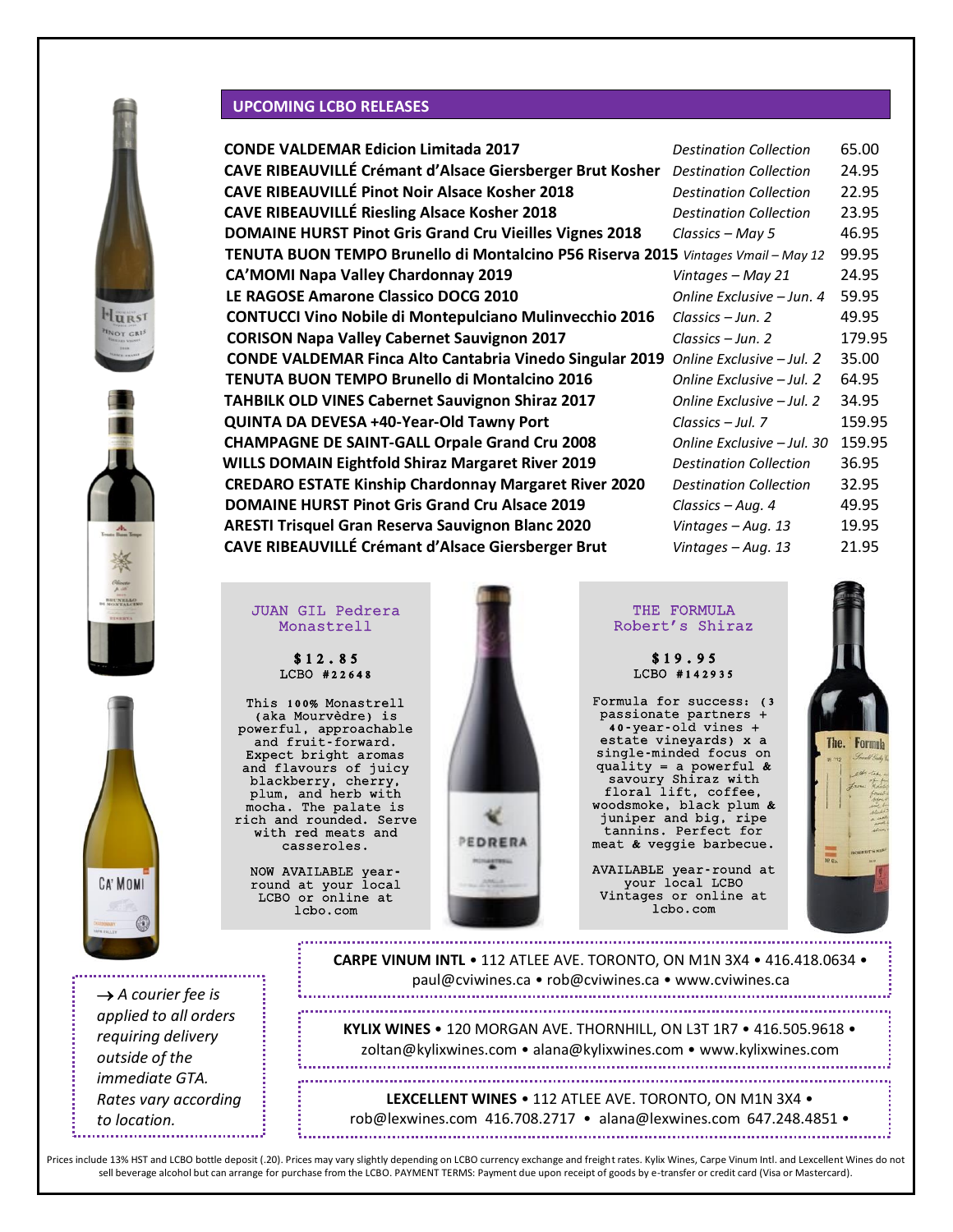## UPCOMING LCBO RELEASES

| | | |
|---|---|---|
| **CONDE VALDEMAR Edicion Limitada 2017** | *Destination Collection* | 65.00 |
| **CAVE RIBEAUVILLÉ Crémant d'Alsace Giersberger Brut Kosher** | *Destination Collection* | 24.95 |
| **CAVE RIBEAUVILLÉ Pinot Noir Alsace Kosher 2018** | *Destination Collection* | 22.95 |
| **CAVE RIBEAUVILLÉ Riesling Alsace Kosher 2018** | *Destination Collection* | 23.95 |
| **DOMAINE HURST Pinot Gris Grand Cru Vieilles Vignes 2018** | *Classics – May 5* | 46.95 |
| **TENUTA BUON TEMPO Brunello di Montalcino P56 Riserva 2015** | *Vintages Vmail – May 12* | 99.95 |
| **CA'MOMI Napa Valley Chardonnay 2019** | *Vintages – May 21* | 24.95 |
| **LE RAGOSE Amarone Classico DOCG 2010** | *Online Exclusive – Jun. 4* | 59.95 |
| **CONTUCCI Vino Nobile di Montepulciano Mulinvecchio 2016** | *Classics – Jun. 2* | 49.95 |
| **CORISON Napa Valley Cabernet Sauvignon 2017** | *Classics – Jun. 2* | 179.95 |
| **CONDE VALDEMAR Finca Alto Cantabria Vinedo Singular 2019** | *Online Exclusive – Jul. 2* | 35.00 |
| **TENUTA BUON TEMPO Brunello di Montalcino 2016** | *Online Exclusive – Jul. 2* | 64.95 |
| **TAHBILK OLD VINES Cabernet Sauvignon Shiraz 2017** | *Online Exclusive – Jul. 2* | 34.95 |
| **QUINTA DA DEVESA +40-Year-Old Tawny Port** | *Classics – Jul. 7* | 159.95 |
| **CHAMPAGNE DE SAINT-GALL Orpale Grand Cru 2008** | *Online Exclusive – Jul. 30* | 159.95 |
| **WILLS DOMAIN Eightfold Shiraz Margaret River 2019** | *Destination Collection* | 36.95 |
| **CREDARO ESTATE Kinship Chardonnay Margaret River 2020** | *Destination Collection* | 32.95 |
| **DOMAINE HURST Pinot Gris Grand Cru Alsace 2019** | *Classics – Aug. 4* | 49.95 |
| **ARESTI Trisquel Gran Reserva Sauvignon Blanc 2020** | *Vintages – Aug. 13* | 19.95 |
| **CAVE RIBEAUVILLÉ Crémant d'Alsace Giersberger Brut** | *Vintages – Aug. 13* | 21.95 |

### JUAN GIL Pedrera Monastrell

**$12.85**
LCBO **#22648**

This **100%** Monastrell (aka Mourvèdre) is powerful, approachable and fruit-forward. Expect bright aromas and flavours of juicy blackberry, cherry, plum, and herb with mocha. The palate is rich and rounded. Serve with red meats and casseroles.

NOW AVAILABLE year-round at your local LCBO or online at lcbo.com

### THE FORMULA Robert's Shiraz

**$19.95**
LCBO **#142935**

Formula for success: (**3** passionate partners + **40**-year-old vines + estate vineyards) x a single-minded focus on quality = a powerful **&** savoury Shiraz with floral lift, coffee, woodsmoke, black plum **&** juniper and big, ripe tannins. Perfect for meat **&** veggie barbecue.

AVAILABLE year-round at your local LCBO Vintages or online at lcbo.com

*→ A courier fee is applied to all orders requiring delivery outside of the immediate GTA. Rates vary according to location.*

**CARPE VINUM INTL** • 112 ATLEE AVE. TORONTO, ON M1N 3X4 • 416.418.0634 • paul@cviwines.ca • rob@cviwines.ca • www.cviwines.ca

**KYLIX WINES** • 120 MORGAN AVE. THORNHILL, ON L3T 1R7 • 416.505.9618 • zoltan@kylixwines.com • alana@kylixwines.com • www.kylixwines.com

**LEXCELLENT WINES** • 112 ATLEE AVE. TORONTO, ON M1N 3X4 • rob@lexwines.com 416.708.2717 • alana@lexwines.com 647.248.4851 •

Prices include 13% HST and LCBO bottle deposit (.20). Prices may vary slightly depending on LCBO currency exchange and freight rates. Kylix Wines, Carpe Vinum Intl. and Lexcellent Wines do not sell beverage alcohol but can arrange for purchase from the LCBO. PAYMENT TERMS: Payment due upon receipt of goods by e-transfer or credit card (Visa or Mastercard).